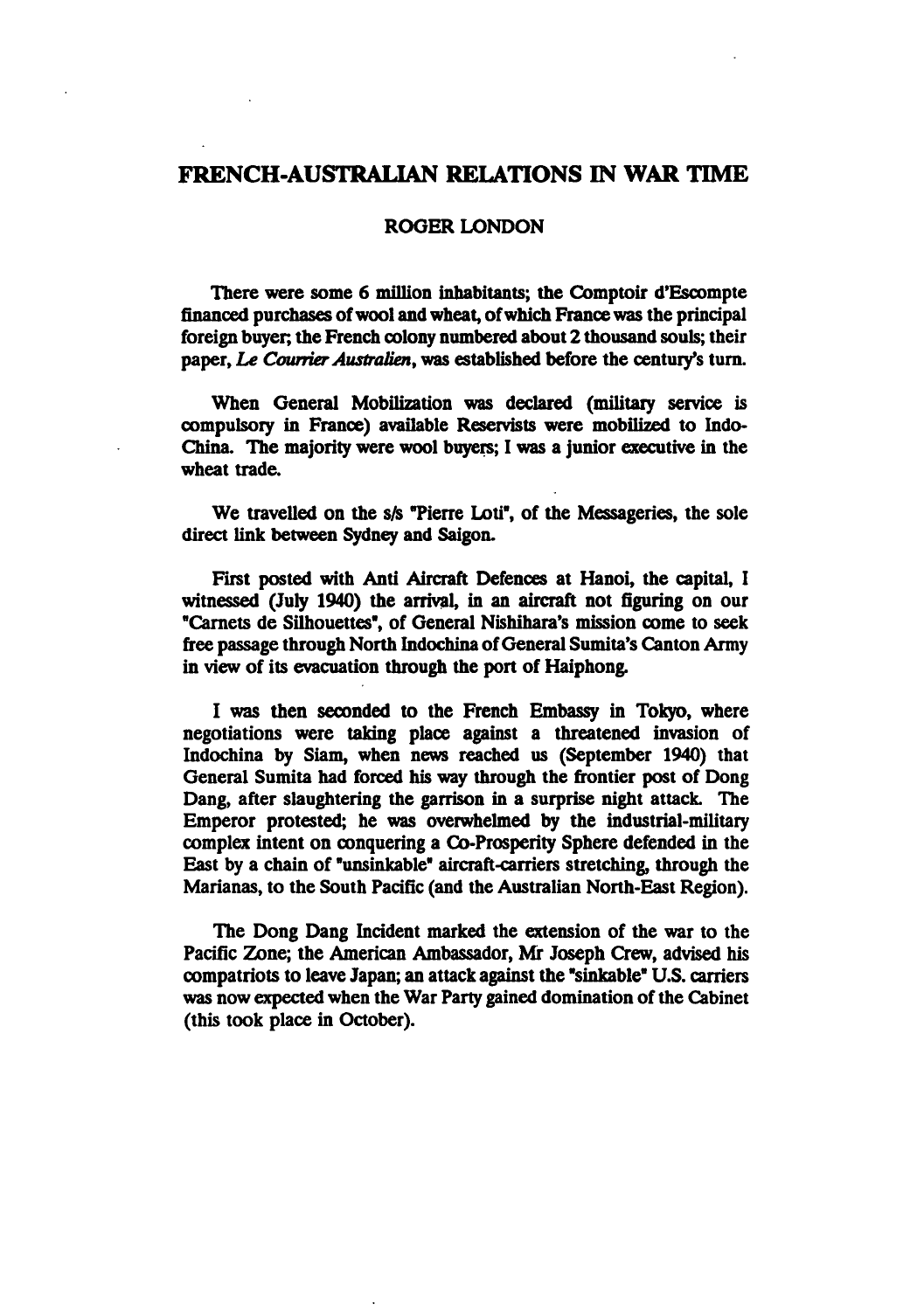# FRENCH-AUSTRALIAN RELATIONS IN WAR TIME

### ROGER LONDON

There were some 6 million inhabitants; the Comptoir d'Escompte financed purchases of wool and wheat, of which France was the principal foreign buyer; the French colony numbered about 2 thousand souls; their paper, *Le Courrier Australien*, was established before the century's turn.

When General Mobilization was declared (military service is compulsory in France) available Reservists were mobilized to Indo-China. The majority were wool buyers; I was a junior executive in the wheat trade.

We travelled on the s/s "Pierre Loti", of the Messageries, the sole direct link between Sydney and Saigon.

First posted with Anti Aircraft Defences at Hanoi, the capital, I witnessed (July 1940) the arrival, in an aircraft not figuring on our "Carnets de Silhouettes", of General Nishihara's mission come to seek free passage through North Indochina of General Sumita's Canton Army in view of its evacuation through the port of Haiphong.

I was then seconded to the French Embassy in Tokyo, where negotiations were taking place against a threatened invasion of Indochina by Siam, when news reached us (September 1940) that General Sumita had forced his way through the frontier post of Dong Dang, after slaughtering the garrison in a surprise night attack. The Emperor protested; he was overwhelmed by the industrial-military complex intent on conquering a Co-Prosperity Sphere defended in the East by a chain of "unsinkable" aircraft-carriers stretching, through the Marianas, to the South Pacific (and the Australian North-East Region).

The Dong Dang Incident marked the extension of the war to the Pacific Zone; the American Ambassador, Mr Joseph Crew, advised his compatriots to leave Japan; an attack against the "sinkable" U.S. carriers was now expected when the War Party gained domination of the Cabinet (this took place in October).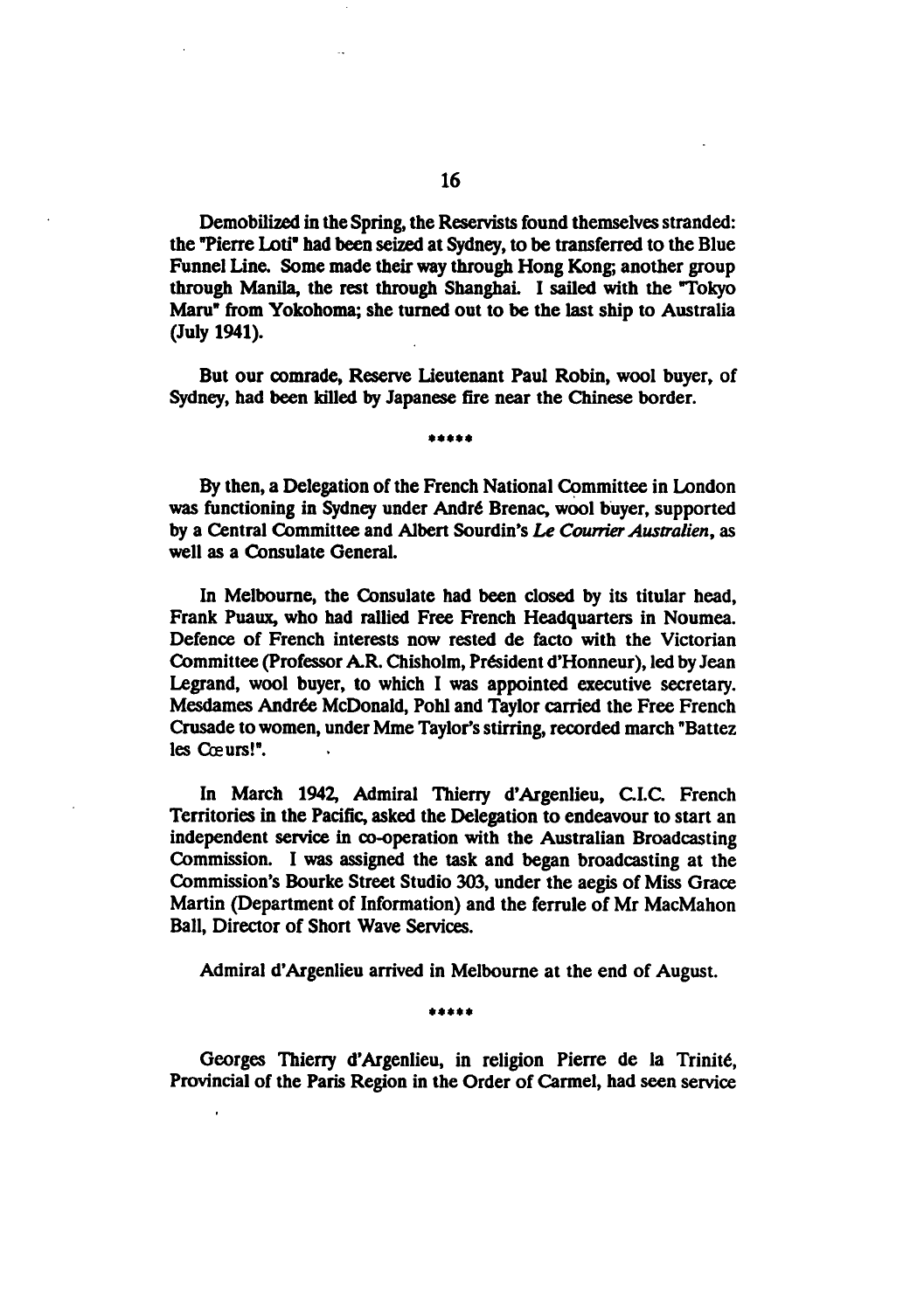Demobilized in the Spring, the Reservists found themselves stranded: the "Pierre Loti" had been seized at Sydney, to be transferred to the Blue Funnel Line. Some made their way through Hong Kong; another group through Manila, the rest through Shanghai. I sailed with the "Tokyo Maru" from Yokohoma; she turned out to be the last ship to Australia (July 1941).

But our comrade, Reserve Lieutenant Paul Robin, wool buyer, of Sydney, had been killed by Japanese fire near the Chinese border.

\*\*\*\*\*

By then, a Delegation of the French National Committee in London was functioning in Sydney under André Brenac, wool buyer, supported by a Central Committee and Albert Sourdin's *Le Courrier Australien*, as well as a Consulate General.

In Melbourne, the Consulate had been closed by its titular head, Frank Puaux, who had rallied Free French Headquarters in Noumea. Defence of French interests now rested de facto with the Victorian Committee (Professor A.R. Chisholm, Président d'Honneur), led by Jean Legrand, wool buyer, to which I was appointed executive secretary. Mesdames Andrée McDonald, Pohl and Taylor carried the Free French Crusade to women, under Mme Taylor's stirring, recorded march "Battez les Cœurs!".

In March 1942, Admiral Thierry d'Argenlieu, C.I.C. French Territories in the Pacific, asked the Delegation to endeavour to start an independent service in co-operation with the Australian Broadcasting Commission. I was assigned the task and began broadcasting at the Commission's Bourke Street Studio 303, under the aegis of Miss Grace Martin (Department of Information) and the ferrule of Mr MacMahon Ball, Director of Short Wave Services.

Admiral d'Argenlieu arrived in Melbourne at the end of August.

\*\*\*\*\*

Georges Thierry d'Argenlieu, in religion Pierre de la Trinité, Provincial of the Paris Region in the Order of Carmel, had seen service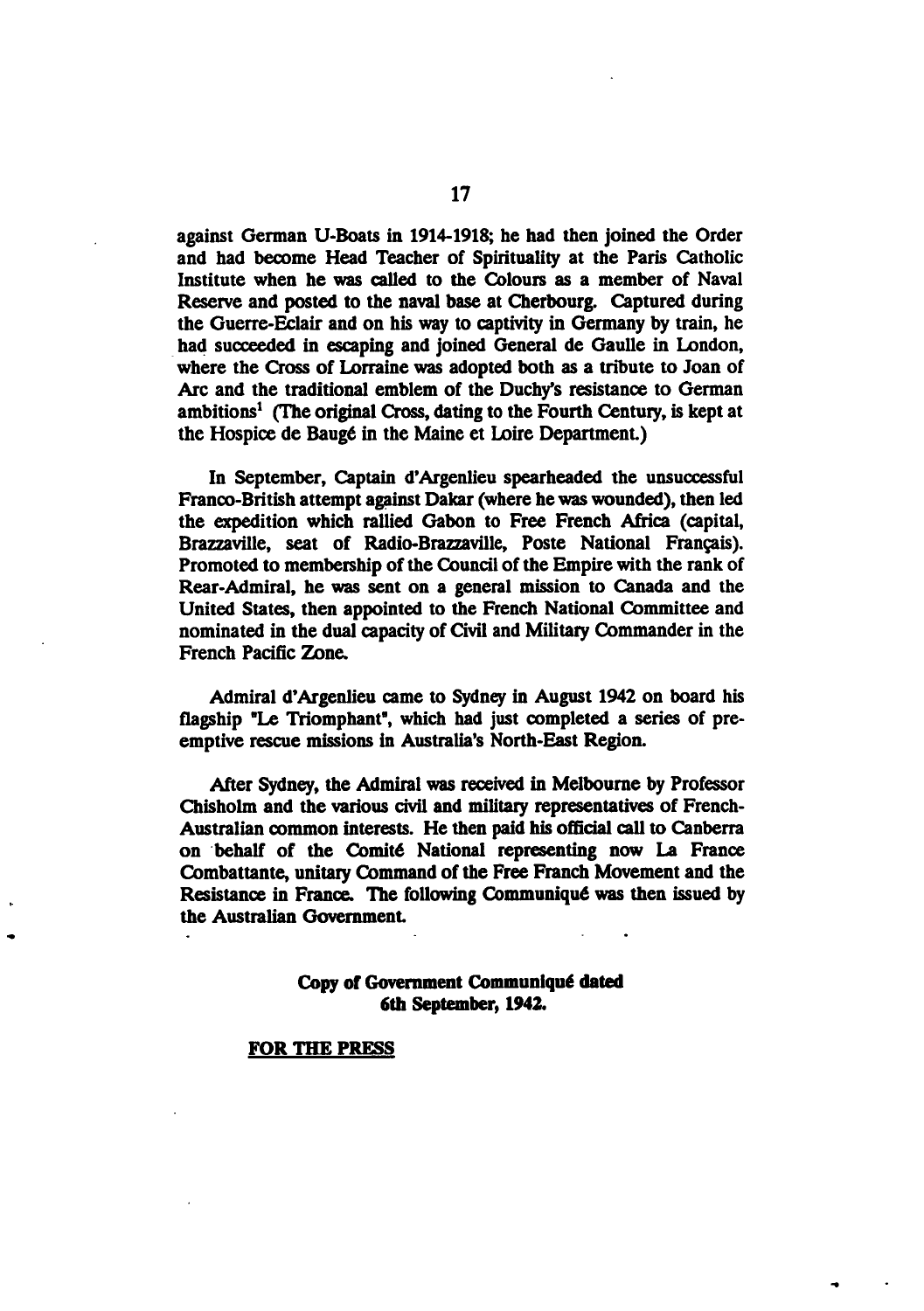against German U-Boats in 1914-1918; he had then joined the Order and had become Head Teacher of Spirituality at the Paris Catholic Institute when he was called to the Colours as a member of Naval Reserve and posted to the naval base at Cherbourg. Captured during the Guerre-Eclair and on his way to captivity in Germany by train, he had succeeded in escaping and joined General de Gaulle in London, where the Cross of Lorraine was adopted both as a tribute to Joan of Arc and the traditional emblem of the Duchy's resistance to German ambitions[1] (The original Cross, dating to the Fourth Century, is kept at the Hospice de Baugé in the Maine et Loire Department.)

In September, Captain d'Argenlieu spearheaded the unsuccessful Franco-British attempt against Dakar (where he was wounded), then led the expedition which rallied Gabon to Free French Africa (capital, Brazzaville, seat of Radio-Brazzaville, Poste National Français). Promoted to membership of the Council of the Empire with the rank of Rear-Admiral, he was sent on a general mission to Canada and the United States, then appointed to the French National Committee and nominated in the dual capacity of Civil and Military Commander in the French Pacific Zone.

Admiral d'Argenlieu came to Sydney in August 1942 on board his flagship "Le Triomphant", which had just completed a series of pre-emptive rescue missions in Australia's North-East Region.

After Sydney, the Admiral was received in Melbourne by Professor Chisholm and the various civil and military representatives of French-Australian common interests. He then paid his official call to Canberra on behalf of the Comité National representing now La France Combattante, unitary Command of the Free Franch Movement and the Resistance in France. The following Communiqué was then issued by the Australian Government.

**Copy of Government Communiqué dated 6th September, 1942.**

**<u>FOR THE PRESS</u>**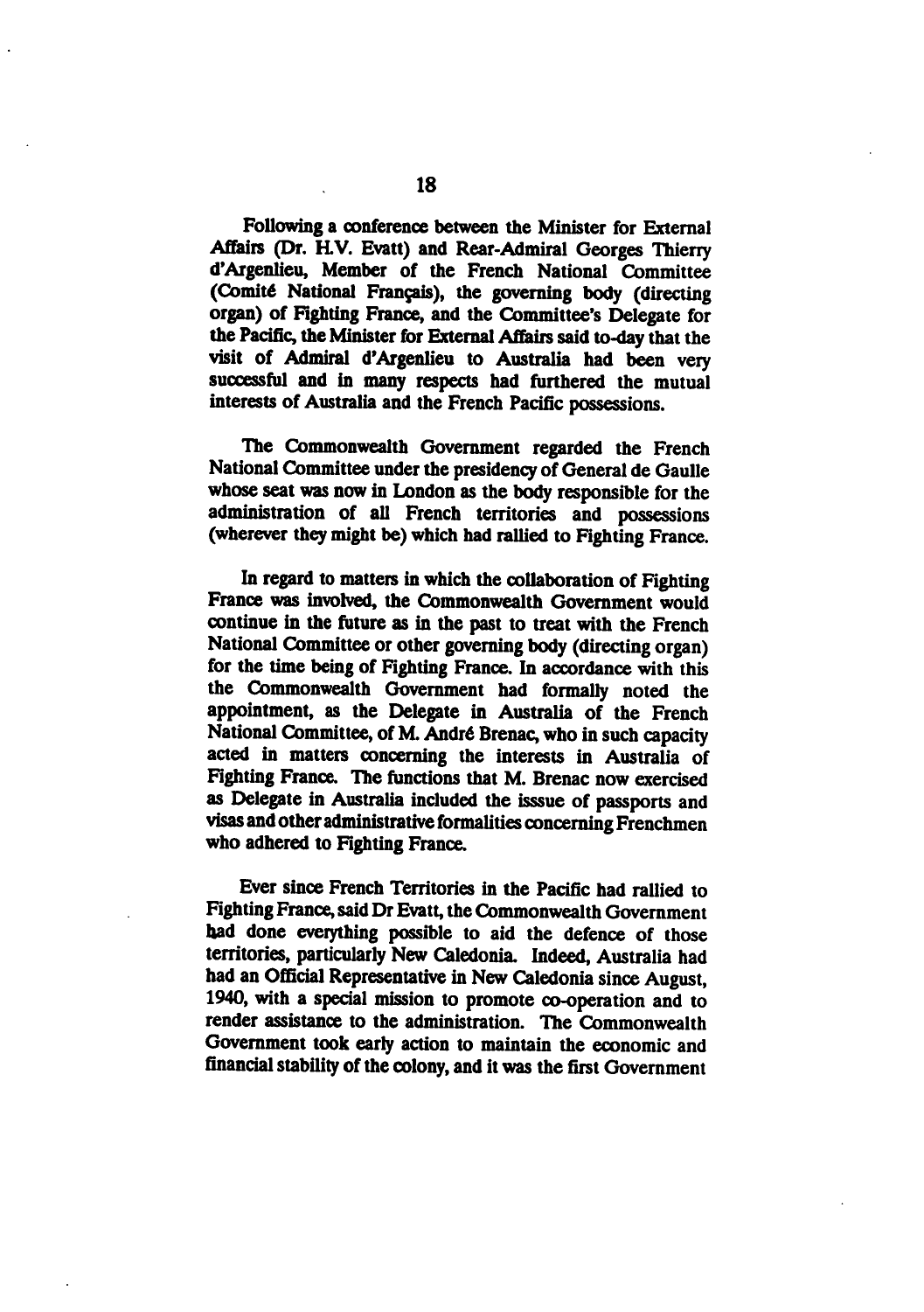Following a conference between the Minister for External Affairs (Dr. H.V. Evatt) and Rear-Admiral Georges Thierry d'Argenlieu, Member of the French National Committee (Comité National Français), the governing body (directing organ) of Fighting France, and the Committee's Delegate for the Pacific, the Minister for External Affairs said to-day that the visit of Admiral d'Argenlieu to Australia had been very successful and in many respects had furthered the mutual interests of Australia and the French Pacific possessions.

The Commonwealth Government regarded the French National Committee under the presidency of General de Gaulle whose seat was now in London as the body responsible for the administration of all French territories and possessions (wherever they might be) which had rallied to Fighting France.

In regard to matters in which the collaboration of Fighting France was involved, the Commonwealth Government would continue in the future as in the past to treat with the French National Committee or other governing body (directing organ) for the time being of Fighting France. In accordance with this the Commonwealth Government had formally noted the appointment, as the Delegate in Australia of the French National Committee, of M. André Brenac, who in such capacity acted in matters concerning the interests in Australia of Fighting France. The functions that M. Brenac now exercised as Delegate in Australia included the isssue of passports and visas and other administrative formalities concerning Frenchmen who adhered to Fighting France.

Ever since French Territories in the Pacific had rallied to Fighting France, said Dr Evatt, the Commonwealth Government had done everything possible to aid the defence of those territories, particularly New Caledonia. Indeed, Australia had had an Official Representative in New Caledonia since August, 1940, with a special mission to promote co-operation and to render assistance to the administration. The Commonwealth Government took early action to maintain the economic and financial stability of the colony, and it was the first Government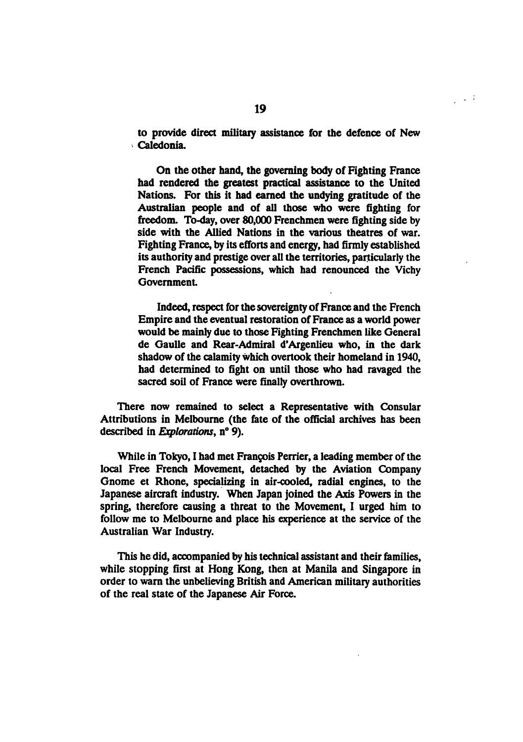to provide direct military assistance for the defence of New Caledonia.

On the other hand, the governing body of Fighting France had rendered the greatest practical assistance to the United Nations. For this it had earned the undying gratitude of the Australian people and of all those who were fighting for freedom. To-day, over 80,000 Frenchmen were fighting side by side with the Allied Nations in the various theatres of war. Fighting France, by its efforts and energy, had firmly established its authority and prestige over all the territories, particularly the French Pacific possessions, which had renounced the Vichy Government.

Indeed, respect for the sovereignty of France and the French Empire and the eventual restoration of France as a world power would be mainly due to those Fighting Frenchmen like General de Gaulle and Rear-Admiral d'Argenlieu who, in the dark shadow of the calamity which overtook their homeland in 1940, had determined to fight on until those who had ravaged the sacred soil of France were finally overthrown.

There now remained to select a Representative with Consular Attributions in Melbourne (the fate of the official archives has been described in *Explorations*, n° 9).

While in Tokyo, I had met François Perrier, a leading member of the local Free French Movement, detached by the Aviation Company Gnome et Rhone, specializing in air-cooled, radial engines, to the Japanese aircraft industry. When Japan joined the Axis Powers in the spring, therefore causing a threat to the Movement, I urged him to follow me to Melbourne and place his experience at the service of the Australian War Industry.

This he did, accompanied by his technical assistant and their families, while stopping first at Hong Kong, then at Manila and Singapore in order to warn the unbelieving British and American military authorities of the real state of the Japanese Air Force.